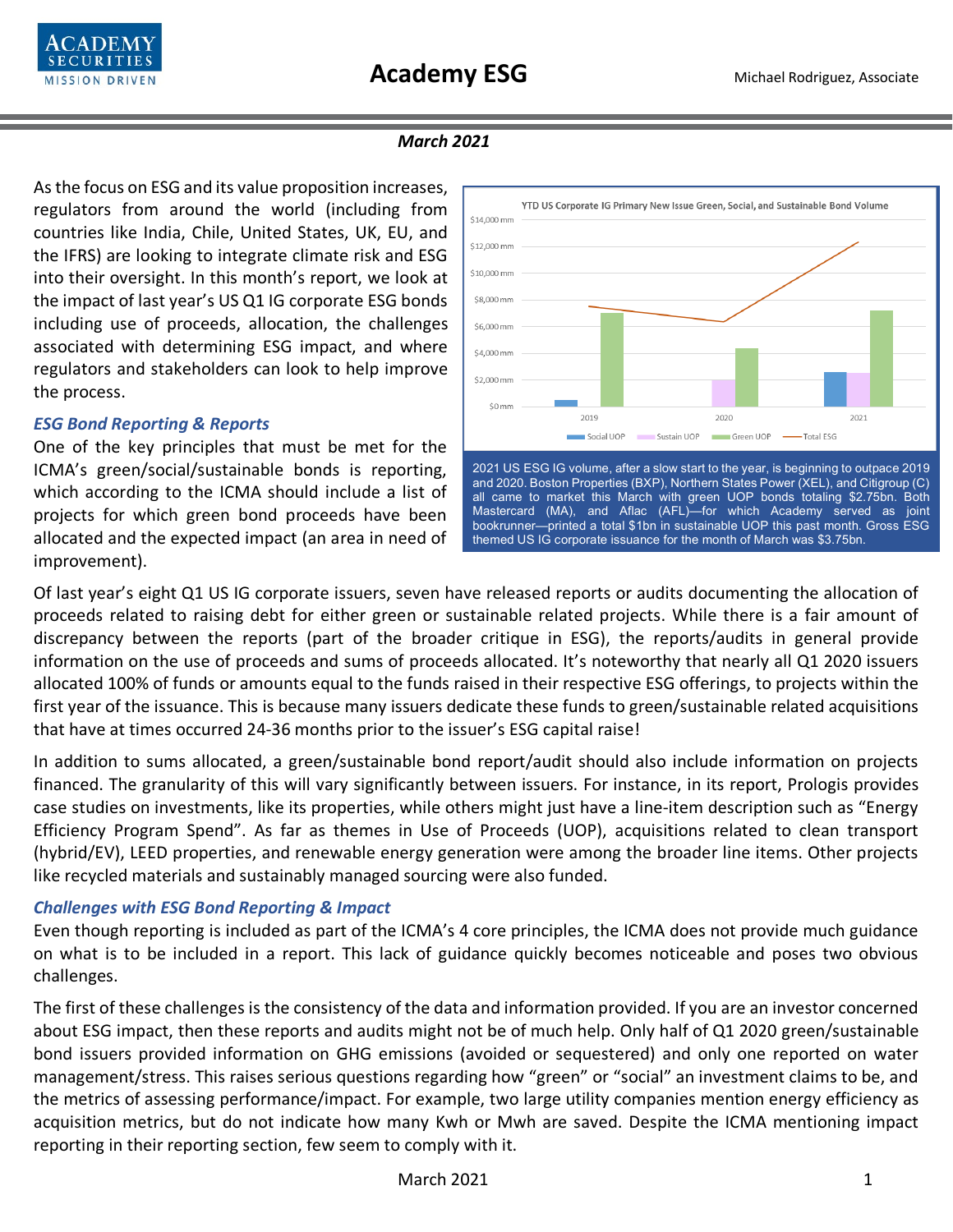# Academy ESG

Michael Rodriguez, Associate

***March 2021***

As the focus on ESG and its value proposition increases, regulators from around the world (including from countries like India, Chile, United States, UK, EU, and the IFRS) are looking to integrate climate risk and ESG into their oversight. In this month's report, we look at the impact of last year's US Q1 IG corporate ESG bonds including use of proceeds, allocation, the challenges associated with determining ESG impact, and where regulators and stakeholders can look to help improve the process.

2021 US ESG IG volume, after a slow start to the year, is beginning to outpace 2019 and 2020. Boston Properties (BXP), Northern States Power (XEL), and Citigroup (C) all came to market this March with green UOP bonds totaling $2.75bn. Both Mastercard (MA), and Aflac (AFL)—for which Academy served as joint bookrunner—printed a total $1bn in sustainable UOP this past month. Gross ESG themed US IG corporate issuance for the month of March was $3.75bn.

### *ESG Bond Reporting & Reports*

One of the key principles that must be met for the ICMA's green/social/sustainable bonds is reporting, which according to the ICMA should include a list of projects for which green bond proceeds have been allocated and the expected impact (an area in need of improvement).

Of last year's eight Q1 US IG corporate issuers, seven have released reports or audits documenting the allocation of proceeds related to raising debt for either green or sustainable related projects. While there is a fair amount of discrepancy between the reports (part of the broader critique in ESG), the reports/audits in general provide information on the use of proceeds and sums of proceeds allocated. It's noteworthy that nearly all Q1 2020 issuers allocated 100% of funds or amounts equal to the funds raised in their respective ESG offerings, to projects within the first year of the issuance. This is because many issuers dedicate these funds to green/sustainable related acquisitions that have at times occurred 24-36 months prior to the issuer's ESG capital raise!

In addition to sums allocated, a green/sustainable bond report/audit should also include information on projects financed. The granularity of this will vary significantly between issuers. For instance, in its report, Prologis provides case studies on investments, like its properties, while others might just have a line-item description such as "Energy Efficiency Program Spend". As far as themes in Use of Proceeds (UOP), acquisitions related to clean transport (hybrid/EV), LEED properties, and renewable energy generation were among the broader line items. Other projects like recycled materials and sustainably managed sourcing were also funded.

### *Challenges with ESG Bond Reporting & Impact*

Even though reporting is included as part of the ICMA's 4 core principles, the ICMA does not provide much guidance on what is to be included in a report. This lack of guidance quickly becomes noticeable and poses two obvious challenges.

The first of these challenges is the consistency of the data and information provided. If you are an investor concerned about ESG impact, then these reports and audits might not be of much help. Only half of Q1 2020 green/sustainable bond issuers provided information on GHG emissions (avoided or sequestered) and only one reported on water management/stress. This raises serious questions regarding how "green" or "social" an investment claims to be, and the metrics of assessing performance/impact. For example, two large utility companies mention energy efficiency as acquisition metrics, but do not indicate how many Kwh or Mwh are saved. Despite the ICMA mentioning impact reporting in their reporting section, few seem to comply with it.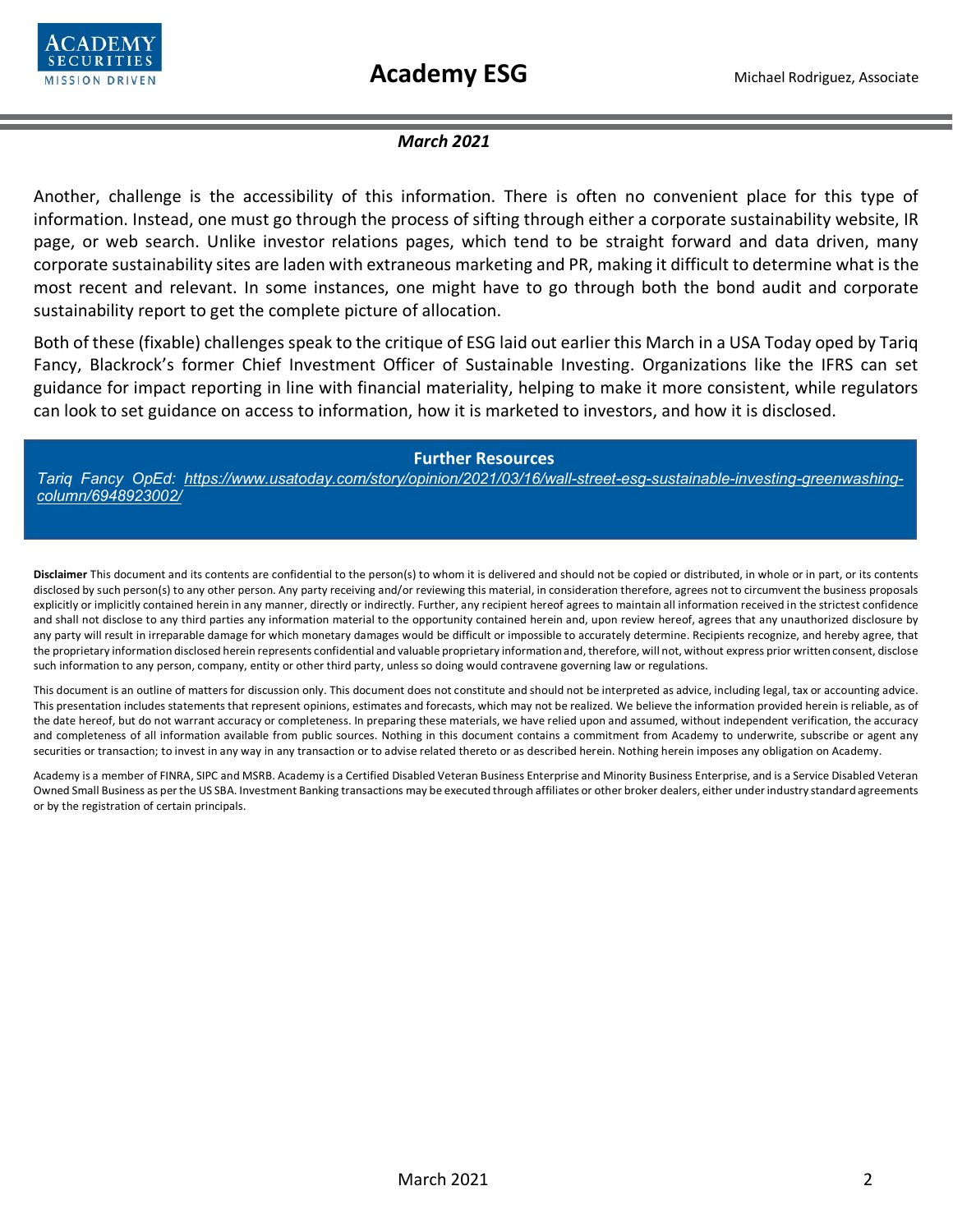Another, challenge is the accessibility of this information. There is often no convenient place for this type of information. Instead, one must go through the process of sifting through either a corporate sustainability website, IR page, or web search. Unlike investor relations pages, which tend to be straight forward and data driven, many corporate sustainability sites are laden with extraneous marketing and PR, making it difficult to determine what is the most recent and relevant. In some instances, one might have to go through both the bond audit and corporate sustainability report to get the complete picture of allocation.

Both of these (fixable) challenges speak to the critique of ESG laid out earlier this March in a USA Today oped by Tariq Fancy, Blackrock's former Chief Investment Officer of Sustainable Investing. Organizations like the IFRS can set guidance for impact reporting in line with financial materiality, helping to make it more consistent, while regulators can look to set guidance on access to information, how it is marketed to investors, and how it is disclosed.

**Further Resources**

*Tariq Fancy OpEd: https://www.usatoday.com/story/opinion/2021/03/16/wall-street-esg-sustainable-investing-greenwashing-column/6948923002/*

**Disclaimer** This document and its contents are confidential to the person(s) to whom it is delivered and should not be copied or distributed, in whole or in part, or its contents disclosed by such person(s) to any other person. Any party receiving and/or reviewing this material, in consideration therefore, agrees not to circumvent the business proposals explicitly or implicitly contained herein in any manner, directly or indirectly. Further, any recipient hereof agrees to maintain all information received in the strictest confidence and shall not disclose to any third parties any information material to the opportunity contained herein and, upon review hereof, agrees that any unauthorized disclosure by any party will result in irreparable damage for which monetary damages would be difficult or impossible to accurately determine. Recipients recognize, and hereby agree, that the proprietary information disclosed herein represents confidential and valuable proprietary information and, therefore, will not, without express prior written consent, disclose such information to any person, company, entity or other third party, unless so doing would contravene governing law or regulations.

This document is an outline of matters for discussion only. This document does not constitute and should not be interpreted as advice, including legal, tax or accounting advice. This presentation includes statements that represent opinions, estimates and forecasts, which may not be realized. We believe the information provided herein is reliable, as of the date hereof, but do not warrant accuracy or completeness. In preparing these materials, we have relied upon and assumed, without independent verification, the accuracy and completeness of all information available from public sources. Nothing in this document contains a commitment from Academy to underwrite, subscribe or agent any securities or transaction; to invest in any way in any transaction or to advise related thereto or as described herein. Nothing herein imposes any obligation on Academy.

Academy is a member of FINRA, SIPC and MSRB. Academy is a Certified Disabled Veteran Business Enterprise and Minority Business Enterprise, and is a Service Disabled Veteran Owned Small Business as per the US SBA. Investment Banking transactions may be executed through affiliates or other broker dealers, either under industry standard agreements or by the registration of certain principals.